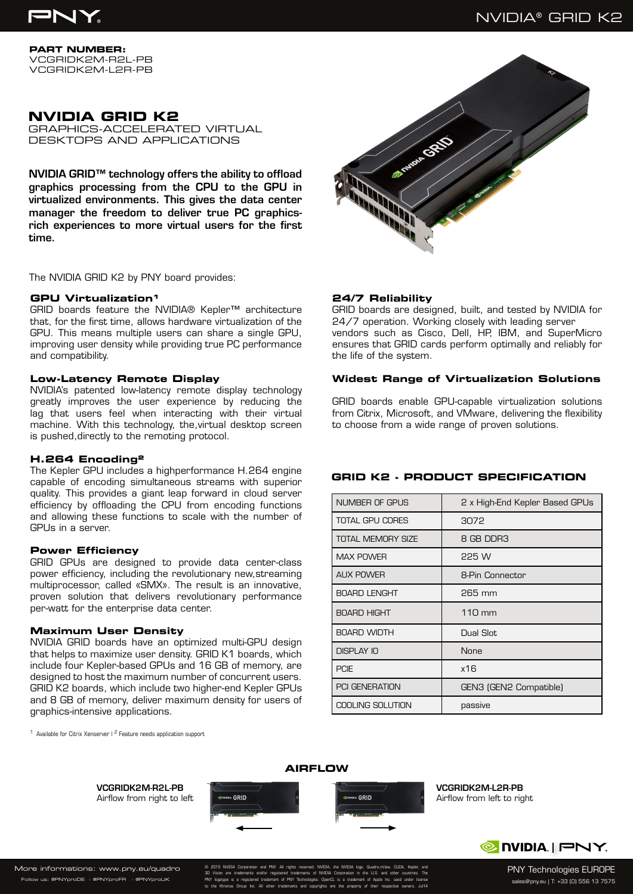**PART NUMBER:**
VCGRIDK2M-R2L-PB
VCGRIDK2M-L2R-PB

# NVIDIA GRID K2

GRAPHICS-ACCELERATED VIRTUAL DESKTOPS AND APPLICATIONS

**NVIDIA GRID™ technology offers the ability to offload graphics processing from the CPU to the GPU in virtualized environments. This gives the data center manager the freedom to deliver true PC graphics-rich experiences to more virtual users for the first time.**

The NVIDIA GRID K2 by PNY board provides:

### GPU Virtualization[1]

GRID boards feature the NVIDIA® Kepler™ architecture that, for the first time, allows hardware virtualization of the GPU. This means multiple users can share a single GPU, improving user density while providing true PC performance and compatibility.

### Low-Latency Remote Display

NVIDIA's patented low-latency remote display technology greatly improves the user experience by reducing the lag that users feel when interacting with their virtual machine. With this technology, the,virtual desktop screen is pushed,directly to the remoting protocol.

### H.264 Encoding[2]

The Kepler GPU includes a highperformance H.264 engine capable of encoding simultaneous streams with superior quality. This provides a giant leap forward in cloud server efficiency by offloading the CPU from encoding functions and allowing these functions to scale with the number of GPUs in a server.

### Power Efficiency

GRID GPUs are designed to provide data center-class power efficiency, including the revolutionary new,streaming multiprocessor, called «SMX». The result is an innovative, proven solution that delivers revolutionary performance per-watt for the enterprise data center.

### Maximum User Density

NVIDIA GRID boards have an optimized multi-GPU design that helps to maximize user density. GRID K1 boards, which include four Kepler-based GPUs and 16 GB of memory, are designed to host the maximum number of concurrent users. GRID K2 boards, which include two higher-end Kepler GPUs and 8 GB of memory, deliver maximum density for users of graphics-intensive applications.

[1] Available for Citrix Xenserver | [2] Feature needs application support

### 24/7 Reliability

GRID boards are designed, built, and tested by NVIDIA for 24/7 operation. Working closely with leading server vendors such as Cisco, Dell, HP, IBM, and SuperMicro ensures that GRID cards perform optimally and reliably for the life of the system.

### Widest Range of Virtualization Solutions

GRID boards enable GPU-capable virtualization solutions from Citrix, Microsoft, and VMware, delivering the flexibility to choose from a wide range of proven solutions.

## GRID K2 - PRODUCT SPECIFICATION

| | |
|---|---|
| NUMBER OF GPUS | 2 x High-End Kepler Based GPUs |
| TOTAL GPU CORES | 3072 |
| TOTAL MEMORY SIZE | 8 GB DDR3 |
| MAX POWER | 225 W |
| AUX POWER | 8-Pin Connector |
| BOARD LENGHT | 265 mm |
| BOARD HIGHT | 110 mm |
| BOARD WIDTH | Dual Slot |
| DISPLAY IO | None |
| PCIE | x16 |
| PCI GENERATION | GEN3 (GEN2 Compatible) |
| COOLING SOLUTION | passive |

## AIRFLOW

**VCGRIDK2M-R2L-PB**
Airflow from right to left

**VCGRIDK2M-L2R-PB**
Airflow from left to right

More informations: www.pny.eu/quadro
Follow us: @PNYproDE - @PNYproFR - @PNYproUK

© 2015 NVIDIA Corporation and PNY. All rights reserved. NVIDIA, the NVIDIA logo, Quadro,nView, CUDA, Kepler, and 3D Vision are trademarks and/or registered trademarks of NVIDIA Corporation in the U.S. and other countries. The PNY logotype is a registered trademark of PNY Technologies. OpenCL is a trademark of Apple Inc. used under license to the Khronos Group Inc. All other trademarks and copyrights are the property of their respective owners. Jul14

PNY Technologies EUROPE
sales@pny.eu | T: +33 (0) 556 13 7575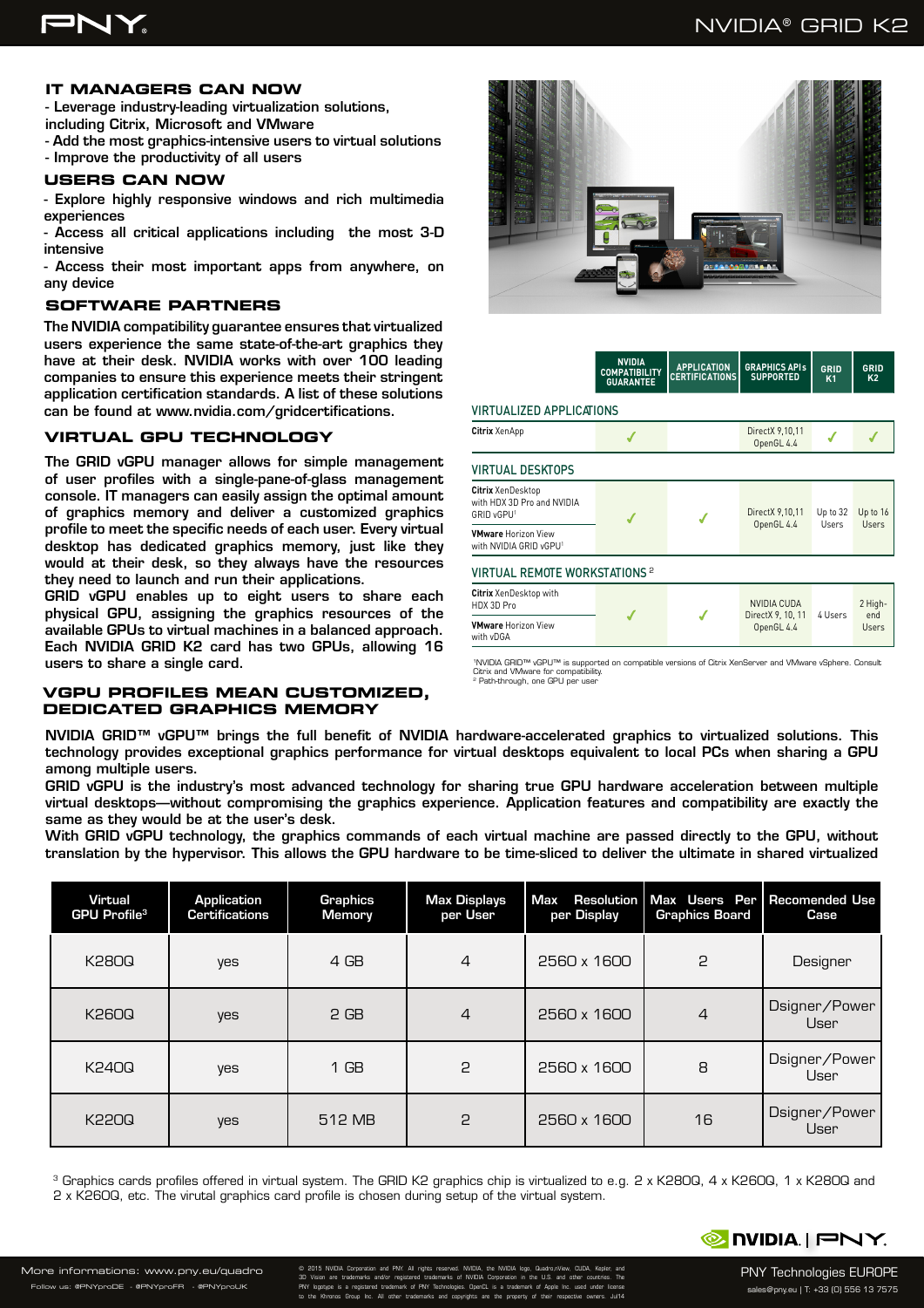## IT MANAGERS CAN NOW

- Leverage industry-leading virtualization solutions, including Citrix, Microsoft and VMware
- Add the most graphics-intensive users to virtual solutions
- Improve the productivity of all users

## USERS CAN NOW

- Explore highly responsive windows and rich multimedia experiences
- Access all critical applications including the most 3-D intensive
- Access their most important apps from anywhere, on any device

## SOFTWARE PARTNERS

The NVIDIA compatibility guarantee ensures that virtualized users experience the same state-of-the-art graphics they have at their desk. NVIDIA works with over 100 leading companies to ensure this experience meets their stringent application certification standards. A list of these solutions can be found at www.nvidia.com/gridcertifications.

## VIRTUAL GPU TECHNOLOGY

The GRID vGPU manager allows for simple management of user profiles with a single-pane-of-glass management console. IT managers can easily assign the optimal amount of graphics memory and deliver a customized graphics profile to meet the specific needs of each user. Every virtual desktop has dedicated graphics memory, just like they would at their desk, so they always have the resources they need to launch and run their applications.

GRID vGPU enables up to eight users to share each physical GPU, assigning the graphics resources of the available GPUs to virtual machines in a balanced approach. Each NVIDIA GRID K2 card has two GPUs, allowing 16 users to share a single card.

| | NVIDIA COMPATIBILITY GUARANTEE | APPLICATION CERTIFICATIONS | GRAPHICS APIs SUPPORTED | GRID K1 | GRID K2 |
|---|---|---|---|---|---|
| **VIRTUALIZED APPLICATIONS** | | | | | |
| **Citrix** XenApp | ✓ | | DirectX 9,10,11 OpenGL 4.4 | ✓ | ✓ |
| **VIRTUAL DESKTOPS** | | | | | |
| **Citrix** XenDesktop with HDX 3D Pro and NVIDIA GRID vGPU[1] / **VMware** Horizon View with NVIDIA GRID vGPU[1] | ✓ | ✓ | DirectX 9,10,11 OpenGL 4.4 | Up to 32 Users | Up to 16 Users |
| **VIRTUAL REMOTE WORKSTATIONS [2]** | | | | | |
| **Citrix** XenDesktop with HDX 3D Pro / **VMware** Horizon View with vDGA | ✓ | ✓ | NVIDIA CUDA DirectX 9, 10, 11 OpenGL 4.4 | 4 Users | 2 High-end Users |

[1] NVIDIA GRID™ vGPU™ is supported on compatible versions of Citrix XenServer and VMware vSphere. Consult Citrix and VMware for compatibility.
[2] Path-through, one GPU per user

## VGPU PROFILES MEAN CUSTOMIZED, DEDICATED GRAPHICS MEMORY

NVIDIA GRID™ vGPU™ brings the full benefit of NVIDIA hardware-accelerated graphics to virtualized solutions. This technology provides exceptional graphics performance for virtual desktops equivalent to local PCs when sharing a GPU among multiple users.

GRID vGPU is the industry's most advanced technology for sharing true GPU hardware acceleration between multiple virtual desktops—without compromising the graphics experience. Application features and compatibility are exactly the same as they would be at the user's desk.

With GRID vGPU technology, the graphics commands of each virtual machine are passed directly to the GPU, without translation by the hypervisor. This allows the GPU hardware to be time-sliced to deliver the ultimate in shared virtualized

| Virtual GPU Profile[3] | Application Certifications | Graphics Memory | Max Displays per User | Max Resolution per Display | Max Users Per Graphics Board | Recomended Use Case |
|---|---|---|---|---|---|---|
| K280Q | yes | 4 GB | 4 | 2560 x 1600 | 2 | Designer |
| K260Q | yes | 2 GB | 4 | 2560 x 1600 | 4 | Dsigner/Power User |
| K240Q | yes | 1 GB | 2 | 2560 x 1600 | 8 | Dsigner/Power User |
| K220Q | yes | 512 MB | 2 | 2560 x 1600 | 16 | Dsigner/Power User |

[3] Graphics cards profiles offered in virtual system. The GRID K2 graphics chip is virtualized to e.g. 2 x K280Q, 4 x K260Q, 1 x K280Q and 2 x K260Q, etc. The virutal graphics card profile is chosen during setup of the virtual system.

More informations: www.pny.eu/quadro
Follow us: @PNYproDE - @PNYproFR - @PNYproUK

© 2015 NVIDIA Corporation and PNY. All rights reserved. NVIDIA, the NVIDIA logo, Quadro,nView, CUDA, Kepler, and 3D Vision are trademarks and/or registered trademarks of NVIDIA Corporation in the U.S. and other countries. The PNY logotype is a registered trademark of PNY Technologies. OpenCL is a trademark of Apple Inc. used under license to the Khronos Group Inc. All other trademarks and copyrights are the property of their respective owners. Jul14

PNY Technologies EUROPE
sales@pny.eu | T: +33 (0) 556 13 7575